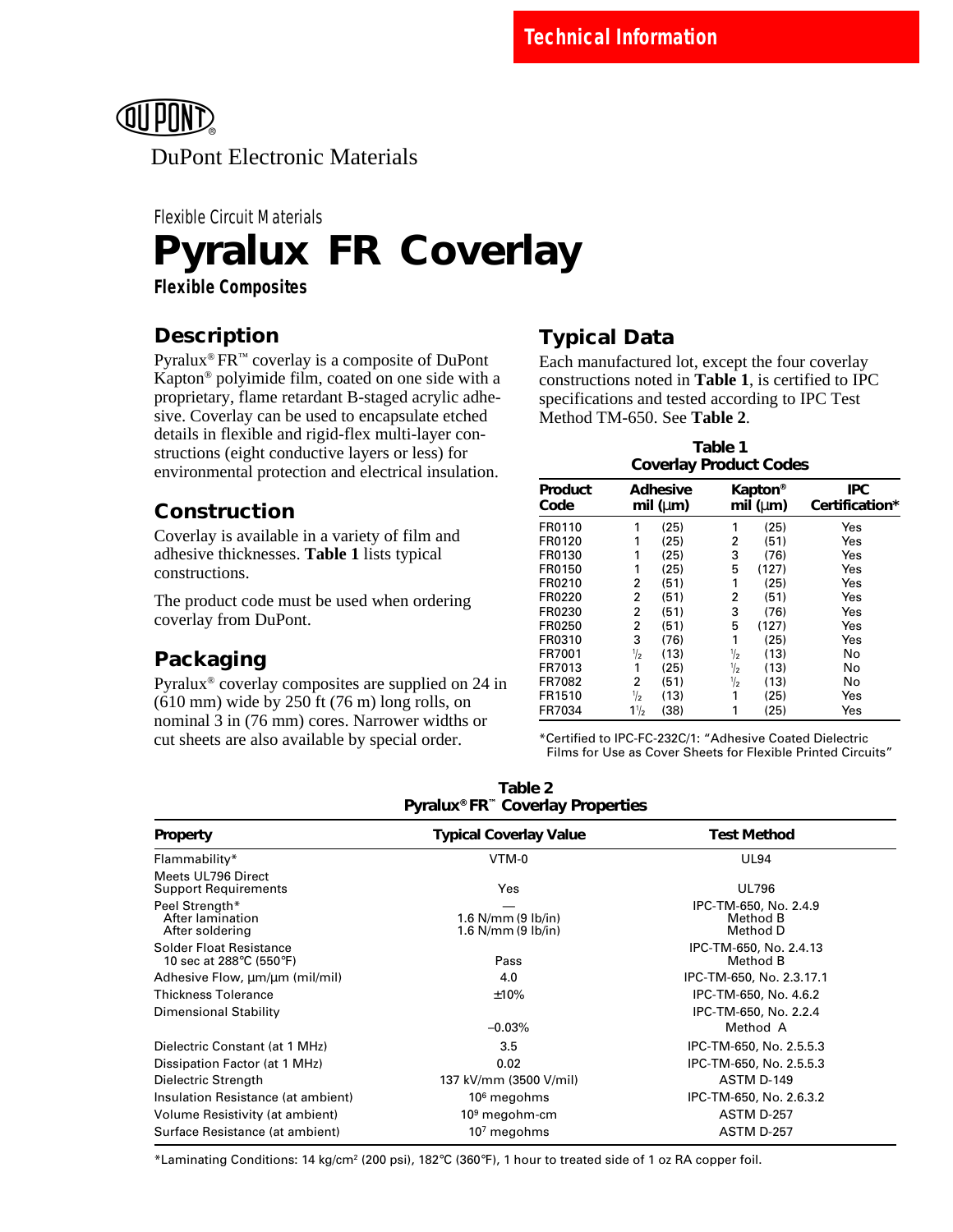Technical Information

DuPont Electronic Materials

Flexible Circuit Materials

# Pyralux FR Coverlay

**Flexible Composites**

## Description

Pyralux® FR™ coverlay is a composite of DuPont Kapton® polyimide film, coated on one side with a proprietary, flame retardant B-staged acrylic adhesive. Coverlay can be used to encapsulate etched details in flexible and rigid-flex multi-layer constructions (eight conductive layers or less) for environmental protection and electrical insulation.

## Construction

Coverlay is available in a variety of film and adhesive thicknesses. **Table 1** lists typical constructions.

The product code must be used when ordering coverlay from DuPont.

## Packaging

Pyralux® coverlay composites are supplied on 24 in (610 mm) wide by 250 ft (76 m) long rolls, on nominal 3 in (76 mm) cores. Narrower widths or cut sheets are also available by special order.

## Typical Data

Each manufactured lot, except the four coverlay constructions noted in **Table 1**, is certified to IPC specifications and tested according to IPC Test Method TM-650. See **Table 2**.

**Table 1**
**Coverlay Product Codes**

| Product Code | Adhesive mil (µm) | Kapton® mil (µm) | IPC Certification* |
|---|---|---|---|
| FR0110 | 1 (25) | 1 (25) | Yes |
| FR0120 | 1 (25) | 2 (51) | Yes |
| FR0130 | 1 (25) | 3 (76) | Yes |
| FR0150 | 1 (25) | 5 (127) | Yes |
| FR0210 | 2 (51) | 1 (25) | Yes |
| FR0220 | 2 (51) | 2 (51) | Yes |
| FR0230 | 2 (51) | 3 (76) | Yes |
| FR0250 | 2 (51) | 5 (127) | Yes |
| FR0310 | 3 (76) | 1 (25) | Yes |
| FR7001 | ½ (13) | ½ (13) | No |
| FR7013 | 1 (25) | ½ (13) | No |
| FR7082 | 2 (51) | ½ (13) | No |
| FR1510 | ½ (13) | 1 (25) | Yes |
| FR7034 | 1½ (38) | 1 (25) | Yes |

*Certified to IPC-FC-232C/1: "Adhesive Coated Dielectric Films for Use as Cover Sheets for Flexible Printed Circuits"

**Table 2**
**Pyralux® FR™ Coverlay Properties**

| Property | Typical Coverlay Value | Test Method |
|---|---|---|
| Flammability* | VTM-0 | UL94 |
| Meets UL796 Direct Support Requirements | Yes | UL796 |
| Peel Strength* | — | IPC-TM-650, No. 2.4.9 |
| After lamination | 1.6 N/mm (9 lb/in) | Method B |
| After soldering | 1.6 N/mm (9 lb/in) | Method D |
| Solder Float Resistance 10 sec at 288°C (550°F) | Pass | IPC-TM-650, No. 2.4.13 Method B |
| Adhesive Flow, µm/µm (mil/mil) | 4.0 | IPC-TM-650, No. 2.3.17.1 |
| Thickness Tolerance | ±10% | IPC-TM-650, No. 4.6.2 |
| Dimensional Stability | –0.03% | IPC-TM-650, No. 2.2.4 Method A |
| Dielectric Constant (at 1 MHz) | 3.5 | IPC-TM-650, No. 2.5.5.3 |
| Dissipation Factor (at 1 MHz) | 0.02 | IPC-TM-650, No. 2.5.5.3 |
| Dielectric Strength | 137 kV/mm (3500 V/mil) | ASTM D-149 |
| Insulation Resistance (at ambient) | $10^6$ megohms | IPC-TM-650, No. 2.6.3.2 |
| Volume Resistivity (at ambient) | $10^9$ megohm-cm | ASTM D-257 |
| Surface Resistance (at ambient) | $10^7$ megohms | ASTM D-257 |

*Laminating Conditions: 14 kg/cm² (200 psi), 182°C (360°F), 1 hour to treated side of 1 oz RA copper foil.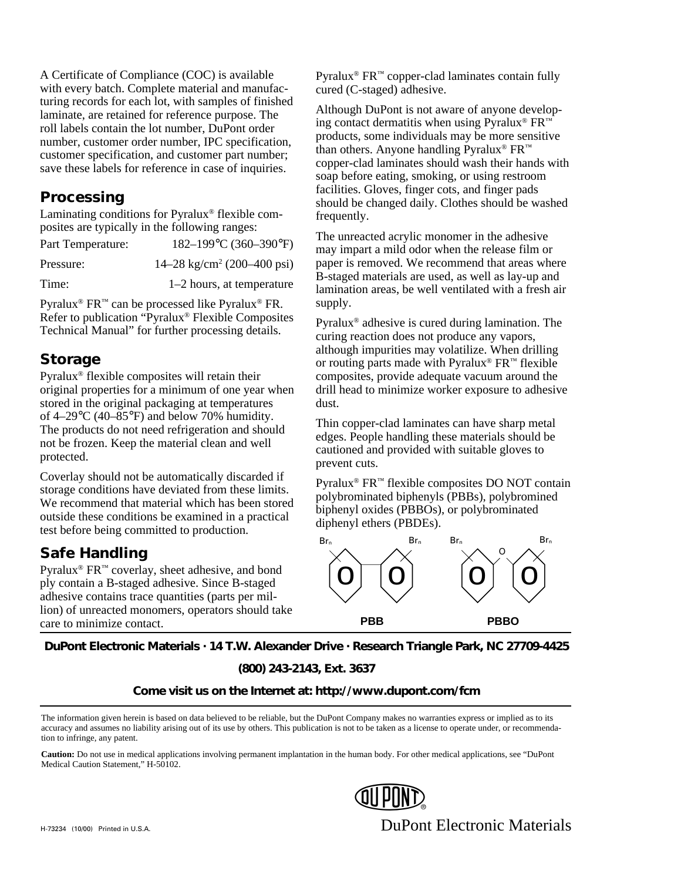A Certificate of Compliance (COC) is available with every batch. Complete material and manufacturing records for each lot, with samples of finished laminate, are retained for reference purpose. The roll labels contain the lot number, DuPont order number, customer order number, IPC specification, customer specification, and customer part number; save these labels for reference in case of inquiries.

## Processing

Laminating conditions for Pyralux® flexible composites are typically in the following ranges:

| | |
|---|---|
| Part Temperature: | 182–199°C (360–390°F) |
| Pressure: | 14–28 kg/cm² (200–400 psi) |
| Time: | 1–2 hours, at temperature |

Pyralux® FR™ can be processed like Pyralux® FR. Refer to publication "Pyralux® Flexible Composites Technical Manual" for further processing details.

## Storage

Pyralux® flexible composites will retain their original properties for a minimum of one year when stored in the original packaging at temperatures of 4–29°C (40–85°F) and below 70% humidity. The products do not need refrigeration and should not be frozen. Keep the material clean and well protected.

Coverlay should not be automatically discarded if storage conditions have deviated from these limits. We recommend that material which has been stored outside these conditions be examined in a practical test before being committed to production.

## Safe Handling

Pyralux® FR™ coverlay, sheet adhesive, and bond ply contain a B-staged adhesive. Since B-staged adhesive contains trace quantities (parts per million) of unreacted monomers, operators should take care to minimize contact.

Pyralux® FR™ copper-clad laminates contain fully cured (C-staged) adhesive.

Although DuPont is not aware of anyone developing contact dermatitis when using Pyralux® FR™ products, some individuals may be more sensitive than others. Anyone handling Pyralux® FR™ copper-clad laminates should wash their hands with soap before eating, smoking, or using restroom facilities. Gloves, finger cots, and finger pads should be changed daily. Clothes should be washed frequently.

The unreacted acrylic monomer in the adhesive may impart a mild odor when the release film or paper is removed. We recommend that areas where B-staged materials are used, as well as lay-up and lamination areas, be well ventilated with a fresh air supply.

Pyralux® adhesive is cured during lamination. The curing reaction does not produce any vapors, although impurities may volatilize. When drilling or routing parts made with Pyralux® FR™ flexible composites, provide adequate vacuum around the drill head to minimize worker exposure to adhesive dust.

Thin copper-clad laminates can have sharp metal edges. People handling these materials should be cautioned and provided with suitable gloves to prevent cuts.

Pyralux® FR™ flexible composites DO NOT contain polybrominated biphenyls (PBBs), polybromined biphenyl oxides (PBBOs), or polybrominated diphenyl ethers (PBDEs).

$Br_n$ $Br_n$ $Br_n$ O $Br_n$

PBB PBBO

**DuPont Electronic Materials · 14 T.W. Alexander Drive · Research Triangle Park, NC 27709-4425**

**(800) 243-2143, Ext. 3637**

**Come visit us on the Internet at: http://www.dupont.com/fcm**

The information given herein is based on data believed to be reliable, but the DuPont Company makes no warranties express or implied as to its accuracy and assumes no liability arising out of its use by others. This publication is not to be taken as a license to operate under, or recommendation to infringe, any patent.

**Caution:** Do not use in medical applications involving permanent implantation in the human body. For other medical applications, see "DuPont Medical Caution Statement," H-50102.

DuPont Electronic Materials

H-73234 (10/00) Printed in U.S.A.